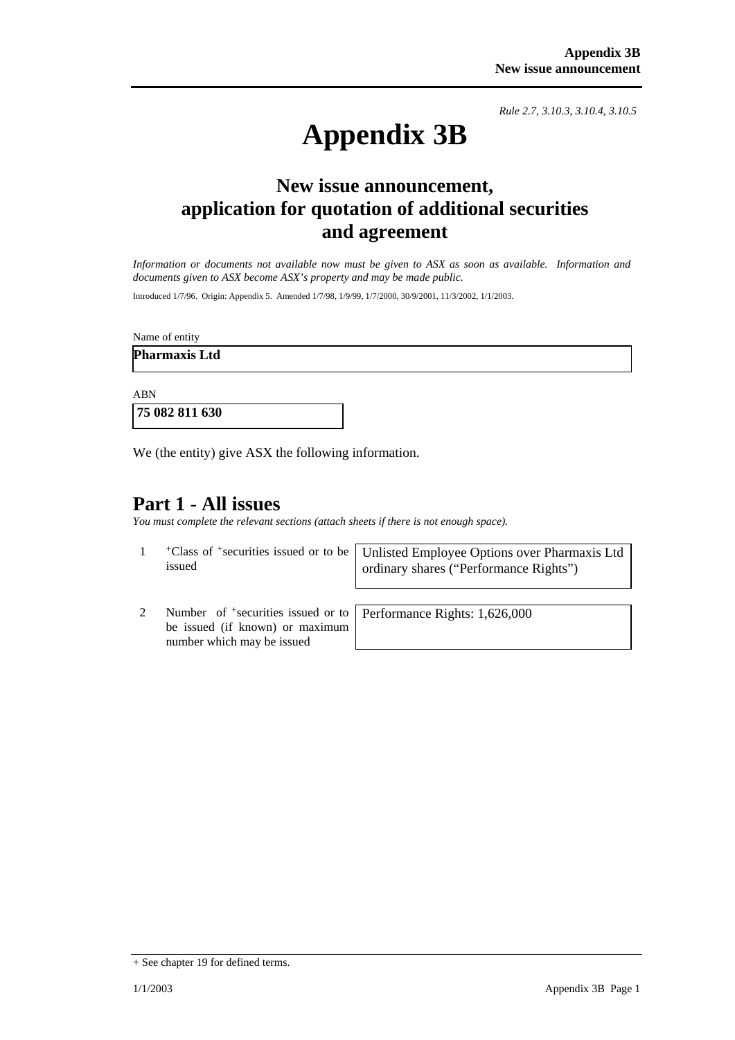*Rule 2.7, 3.10.3, 3.10.4, 3.10.5*

# Appendix 3B

## New issue announcement, application for quotation of additional securities and agreement

*Information or documents not available now must be given to ASX as soon as available. Information and documents given to ASX become ASX's property and may be made public.*

Introduced 1/7/96. Origin: Appendix 5. Amended 1/7/98, 1/9/99, 1/7/2000, 30/9/2001, 11/3/2002, 1/1/2003.

Name of entity

**Pharmaxis Ltd**

ABN

**75 082 811 630**

We (the entity) give ASX the following information.

## Part 1 - All issues

*You must complete the relevant sections (attach sheets if there is not enough space).*

| | | |
|---|---|---|
| 1 | +Class of +securities issued or to be issued | Unlisted Employee Options over Pharmaxis Ltd ordinary shares ("Performance Rights") |
| 2 | Number of +securities issued or to be issued (if known) or maximum number which may be issued | Performance Rights: 1,626,000 |

+ See chapter 19 for defined terms.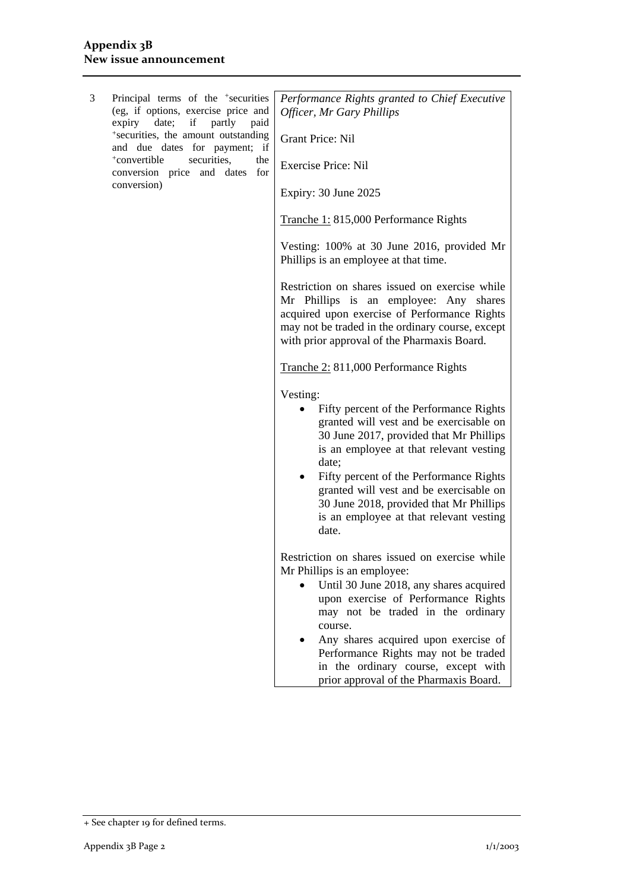| 3 | Principal terms of the +securities (eg, if options, exercise price and expiry date; if partly paid +securities, the amount outstanding and due dates for payment; if +convertible securities, the conversion price and dates for conversion) | *Performance Rights granted to Chief Executive Officer, Mr Gary Phillips*<br><br>Grant Price: Nil<br><br>Exercise Price: Nil<br><br>Expiry: 30 June 2025<br><br>Tranche 1: 815,000 Performance Rights<br><br>Vesting: 100% at 30 June 2016, provided Mr Phillips is an employee at that time.<br><br>Restriction on shares issued on exercise while Mr Phillips is an employee: Any shares acquired upon exercise of Performance Rights may not be traded in the ordinary course, except with prior approval of the Pharmaxis Board.<br><br>Tranche 2: 811,000 Performance Rights<br><br>Vesting:<br>• Fifty percent of the Performance Rights granted will vest and be exercisable on 30 June 2017, provided that Mr Phillips is an employee at that relevant vesting date;<br>• Fifty percent of the Performance Rights granted will vest and be exercisable on 30 June 2018, provided that Mr Phillips is an employee at that relevant vesting date.<br><br>Restriction on shares issued on exercise while Mr Phillips is an employee:<br>• Until 30 June 2018, any shares acquired upon exercise of Performance Rights may not be traded in the ordinary course.<br>• Any shares acquired upon exercise of Performance Rights may not be traded in the ordinary course, except with prior approval of the Pharmaxis Board. |
|---|---|---|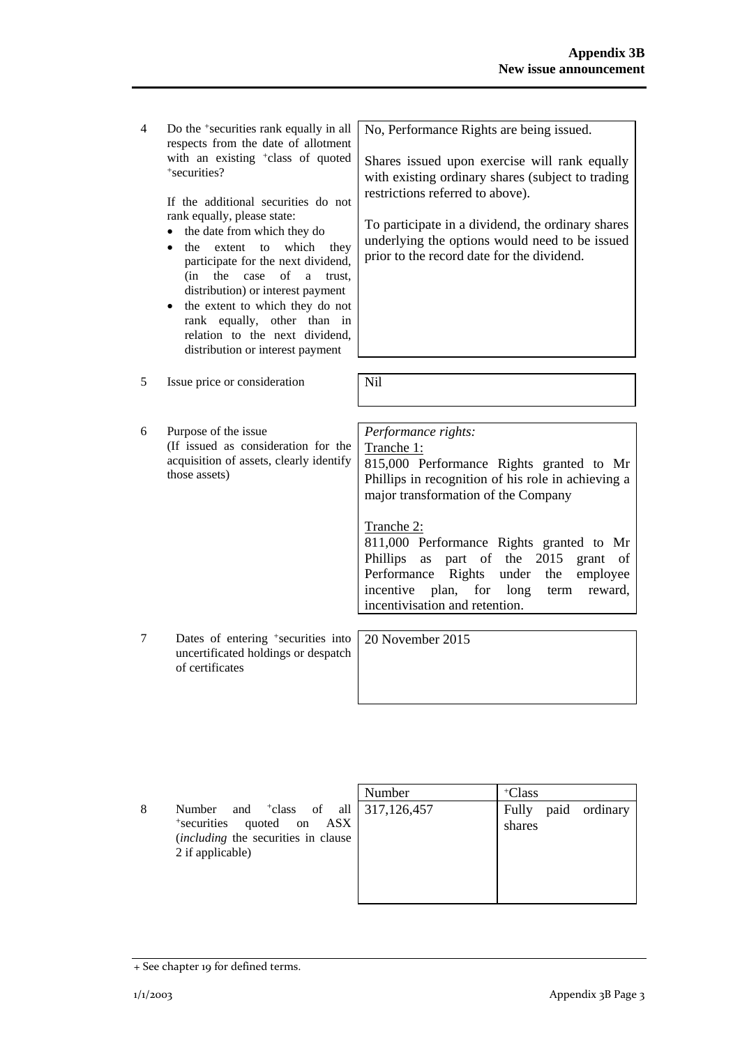| | | |
|---|---|---|
| 4 | Do the +securities rank equally in all respects from the date of allotment with an existing +class of quoted +securities?<br><br>If the additional securities do not rank equally, please state:<br>• the date from which they do<br>• the extent to which they participate for the next dividend, (in the case of a trust, distribution) or interest payment<br>• the extent to which they do not rank equally, other than in relation to the next dividend, distribution or interest payment | No, Performance Rights are being issued.<br><br>Shares issued upon exercise will rank equally with existing ordinary shares (subject to trading restrictions referred to above).<br><br>To participate in a dividend, the ordinary shares underlying the options would need to be issued prior to the record date for the dividend. |
| 5 | Issue price or consideration | Nil |
| 6 | Purpose of the issue<br>(If issued as consideration for the acquisition of assets, clearly identify those assets) | *Performance rights:*<br>Tranche 1:<br>815,000 Performance Rights granted to Mr Phillips in recognition of his role in achieving a major transformation of the Company<br><br>Tranche 2:<br>811,000 Performance Rights granted to Mr Phillips as part of the 2015 grant of Performance Rights under the employee incentive plan, for long term reward, incentivisation and retention. |
| 7 | Dates of entering +securities into uncertificated holdings or despatch of certificates | 20 November 2015 |

| | | Number | +Class |
|---|---|---|---|
| 8 | Number and +class of all +securities quoted on ASX (*including* the securities in clause 2 if applicable) | 317,126,457 | Fully paid ordinary shares |

+ See chapter 19 for defined terms.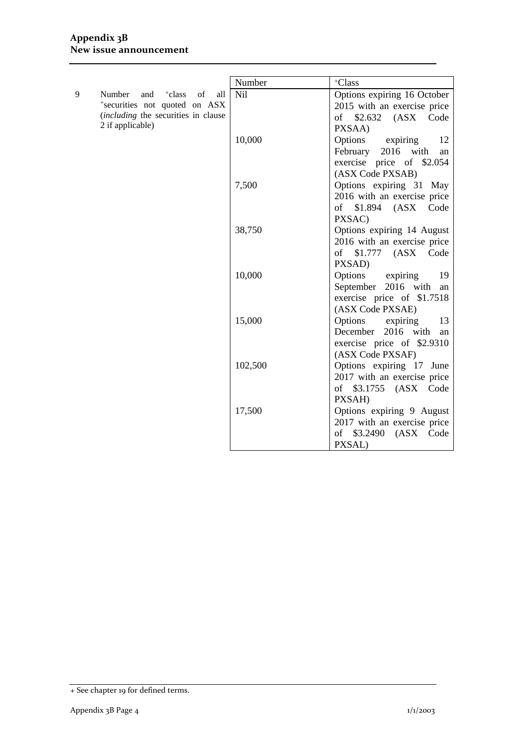| | | Number | +Class |
|---|---|---|---|
| 9 | Number and +class of all +securities not quoted on ASX (*including* the securities in clause 2 if applicable) | Nil | Options expiring 16 October 2015 with an exercise price of $2.632 (ASX Code PXSAA) |
| | | 10,000 | Options expiring 12 February 2016 with an exercise price of $2.054 (ASX Code PXSAB) |
| | | 7,500 | Options expiring 31 May 2016 with an exercise price of $1.894 (ASX Code PXSAC) |
| | | 38,750 | Options expiring 14 August 2016 with an exercise price of $1.777 (ASX Code PXSAD) |
| | | 10,000 | Options expiring 19 September 2016 with an exercise price of $1.7518 (ASX Code PXSAE) |
| | | 15,000 | Options expiring 13 December 2016 with an exercise price of $2.9310 (ASX Code PXSAF) |
| | | 102,500 | Options expiring 17 June 2017 with an exercise price of $3.1755 (ASX Code PXSAH) |
| | | 17,500 | Options expiring 9 August 2017 with an exercise price of $3.2490 (ASX Code PXSAL) |

+ See chapter 19 for defined terms.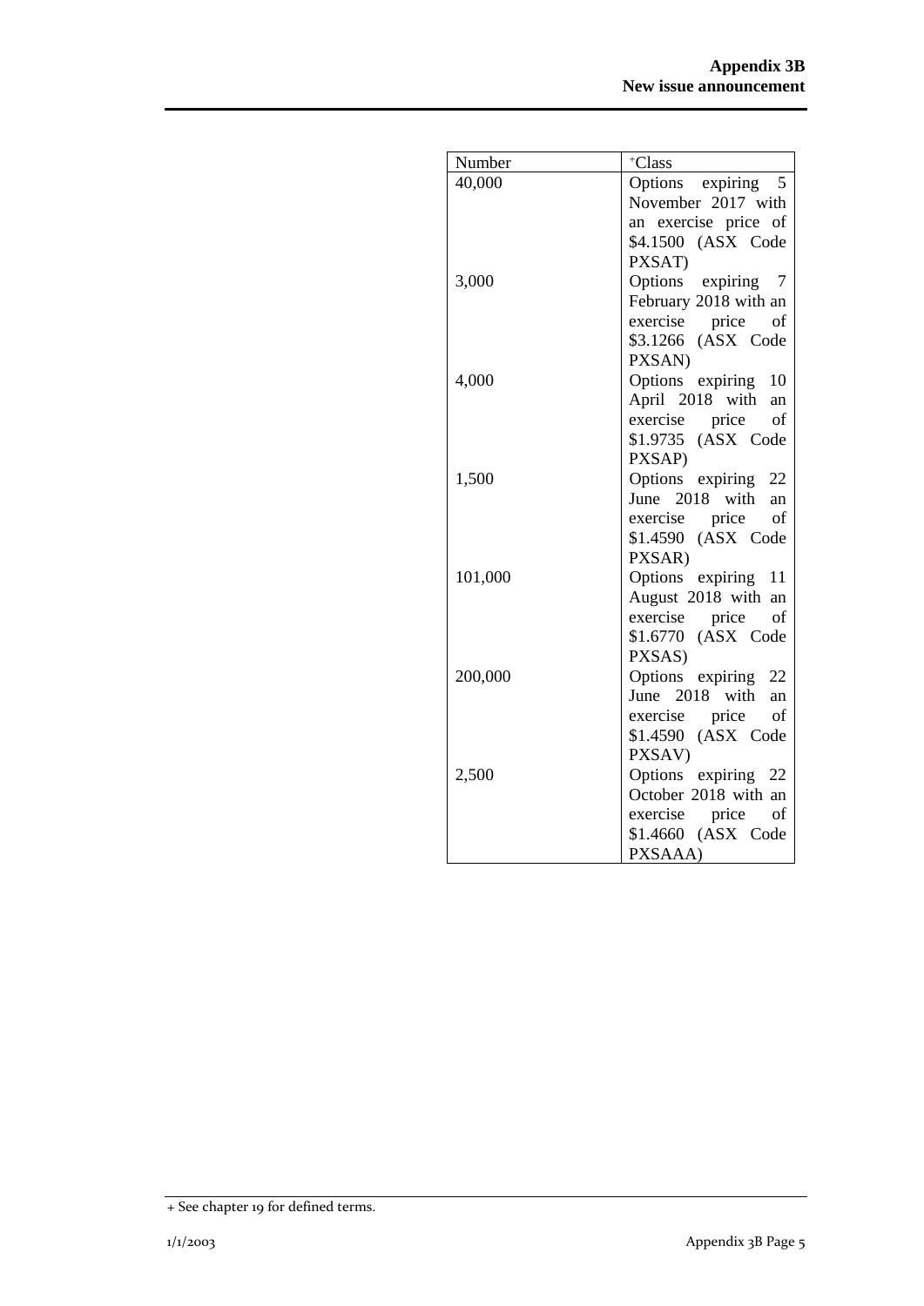| Number | +Class |
| --- | --- |
| 40,000 | Options expiring 5 November 2017 with an exercise price of $4.1500 (ASX Code PXSAT) |
| 3,000 | Options expiring 7 February 2018 with an exercise price of $3.1266 (ASX Code PXSAN) |
| 4,000 | Options expiring 10 April 2018 with an exercise price of $1.9735 (ASX Code PXSAP) |
| 1,500 | Options expiring 22 June 2018 with an exercise price of $1.4590 (ASX Code PXSAR) |
| 101,000 | Options expiring 11 August 2018 with an exercise price of $1.6770 (ASX Code PXSAS) |
| 200,000 | Options expiring 22 June 2018 with an exercise price of $1.4590 (ASX Code PXSAV) |
| 2,500 | Options expiring 22 October 2018 with an exercise price of $1.4660 (ASX Code PXSAAA) |

+ See chapter 19 for defined terms.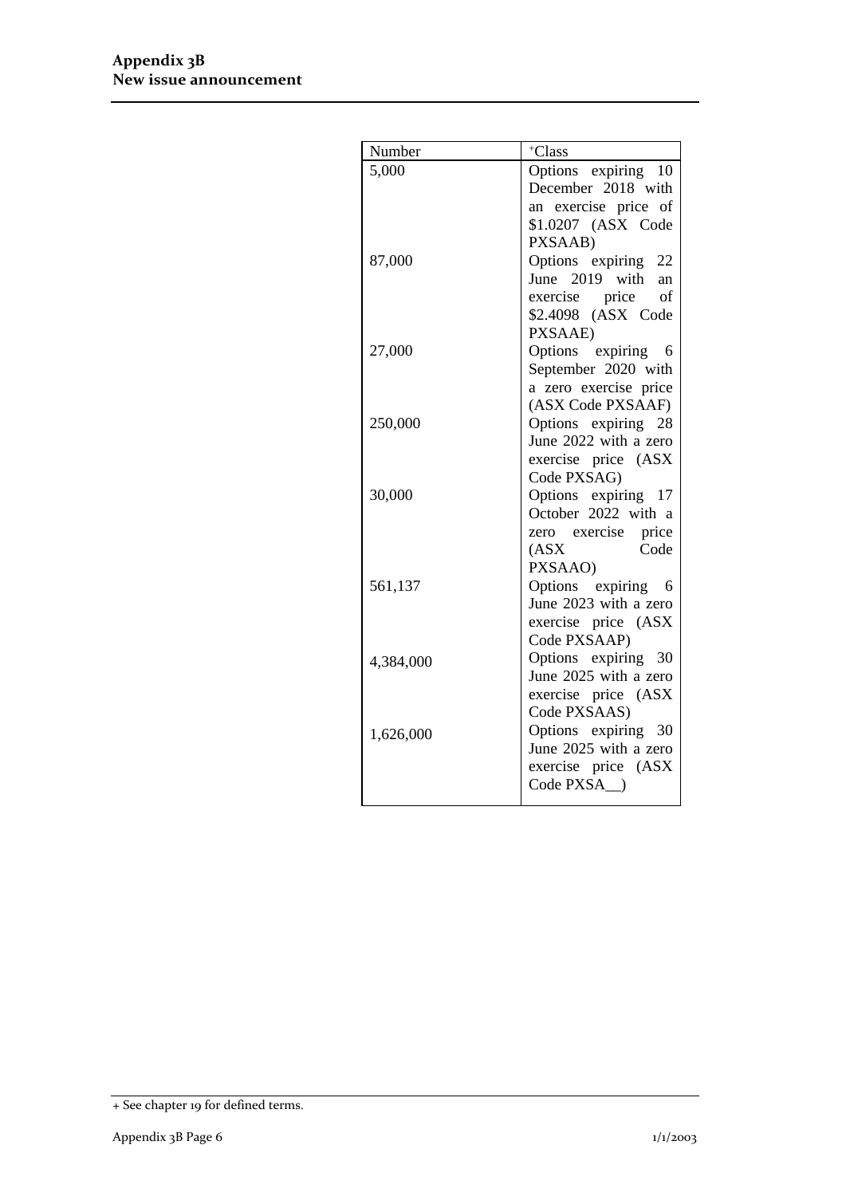| Number | +Class |
|---|---|
| 5,000 | Options expiring 10 December 2018 with an exercise price of $1.0207 (ASX Code PXSAAB) |
| 87,000 | Options expiring 22 June 2019 with an exercise price of $2.4098 (ASX Code PXSAAE) |
| 27,000 | Options expiring 6 September 2020 with a zero exercise price (ASX Code PXSAAF) |
| 250,000 | Options expiring 28 June 2022 with a zero exercise price (ASX Code PXSAG) |
| 30,000 | Options expiring 17 October 2022 with a zero exercise price (ASX Code PXSAAO) |
| 561,137 | Options expiring 6 June 2023 with a zero exercise price (ASX Code PXSAAP) |
| 4,384,000 | Options expiring 30 June 2025 with a zero exercise price (ASX Code PXSAAS) |
| 1,626,000 | Options expiring 30 June 2025 with a zero exercise price (ASX Code PXSA__) |

+ See chapter 19 for defined terms.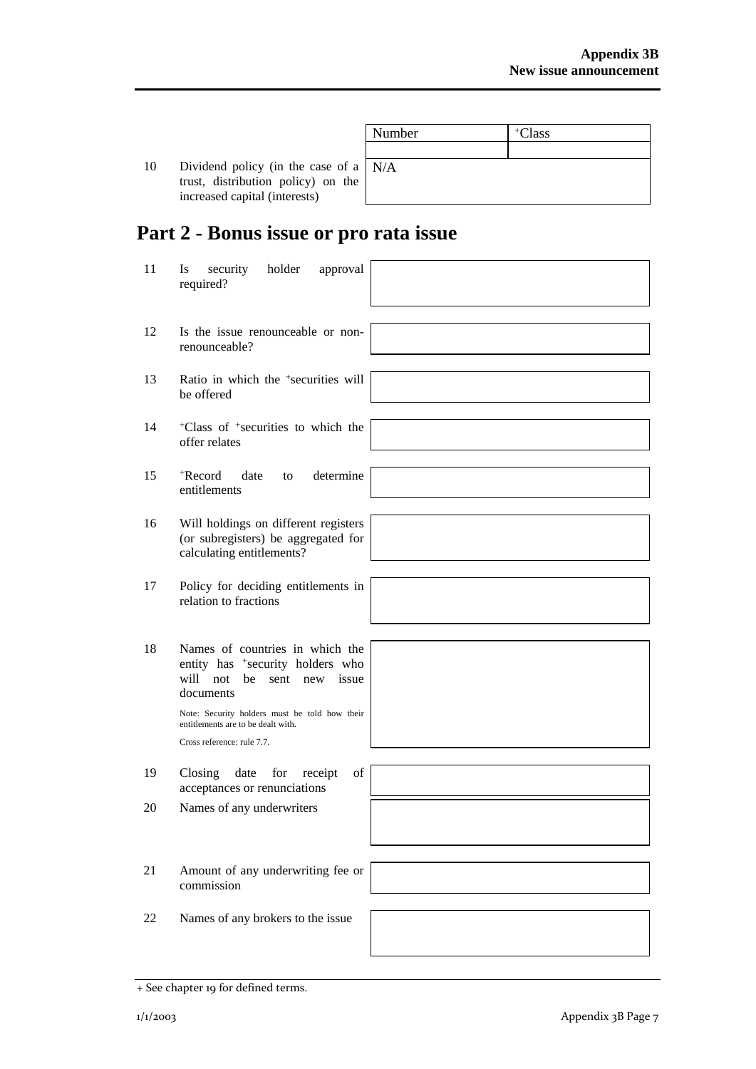| | | Number | +Class |
|---|---|---|---|
| | | | |
| 10 | Dividend policy (in the case of a trust, distribution policy) on the increased capital (interests) | N/A | |

## Part 2 - Bonus issue or pro rata issue

| | | |
|---|---|---|
| 11 | Is security holder approval required? | |
| 12 | Is the issue renounceable or non-renounceable? | |
| 13 | Ratio in which the +securities will be offered | |
| 14 | +Class of +securities to which the offer relates | |
| 15 | +Record date to determine entitlements | |
| 16 | Will holdings on different registers (or subregisters) be aggregated for calculating entitlements? | |
| 17 | Policy for deciding entitlements in relation to fractions | |
| 18 | Names of countries in which the entity has +security holders who will not be sent new issue documents<br><br>Note: Security holders must be told how their entitlements are to be dealt with.<br><br>Cross reference: rule 7.7. | |
| 19 | Closing date for receipt of acceptances or renunciations | |
| 20 | Names of any underwriters | |
| 21 | Amount of any underwriting fee or commission | |
| 22 | Names of any brokers to the issue | |

+ See chapter 19 for defined terms.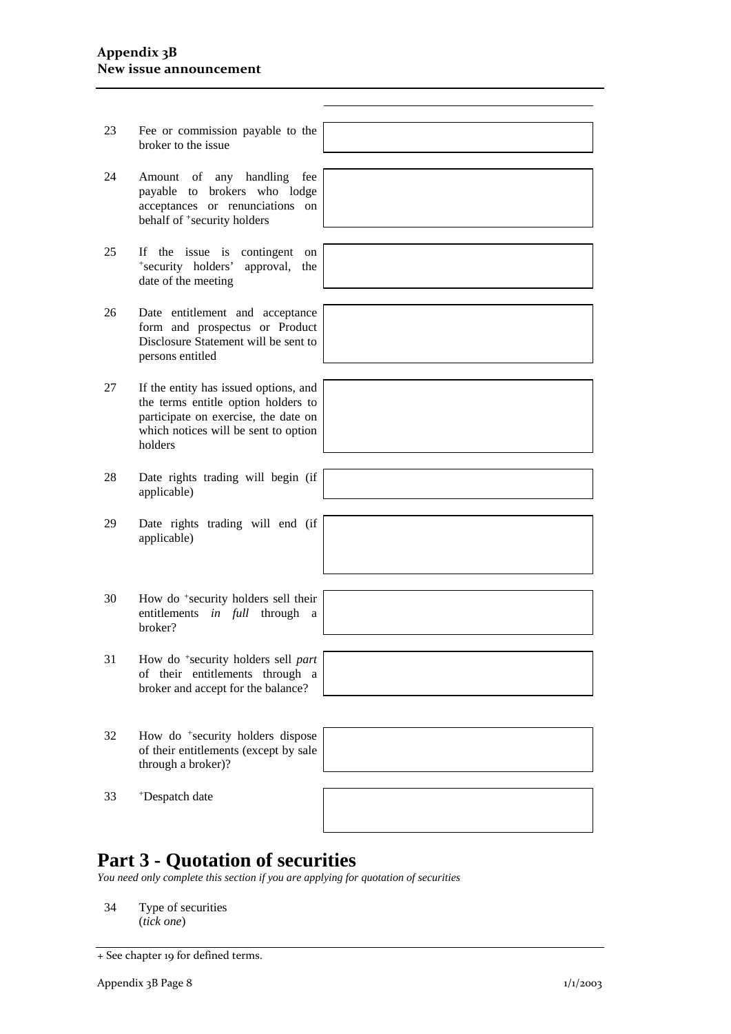| | | |
|---|---|---|
| 23 | Fee or commission payable to the broker to the issue | |
| 24 | Amount of any handling fee payable to brokers who lodge acceptances or renunciations on behalf of +security holders | |
| 25 | If the issue is contingent on +security holders' approval, the date of the meeting | |
| 26 | Date entitlement and acceptance form and prospectus or Product Disclosure Statement will be sent to persons entitled | |
| 27 | If the entity has issued options, and the terms entitle option holders to participate on exercise, the date on which notices will be sent to option holders | |
| 28 | Date rights trading will begin (if applicable) | |
| 29 | Date rights trading will end (if applicable) | |
| 30 | How do +security holders sell their entitlements *in full* through a broker? | |
| 31 | How do +security holders sell *part* of their entitlements through a broker and accept for the balance? | |
| 32 | How do +security holders dispose of their entitlements (except by sale through a broker)? | |
| 33 | +Despatch date | |

# Part 3 - Quotation of securities

*You need only complete this section if you are applying for quotation of securities*

34 Type of securities
(*tick one*)

+ See chapter 19 for defined terms.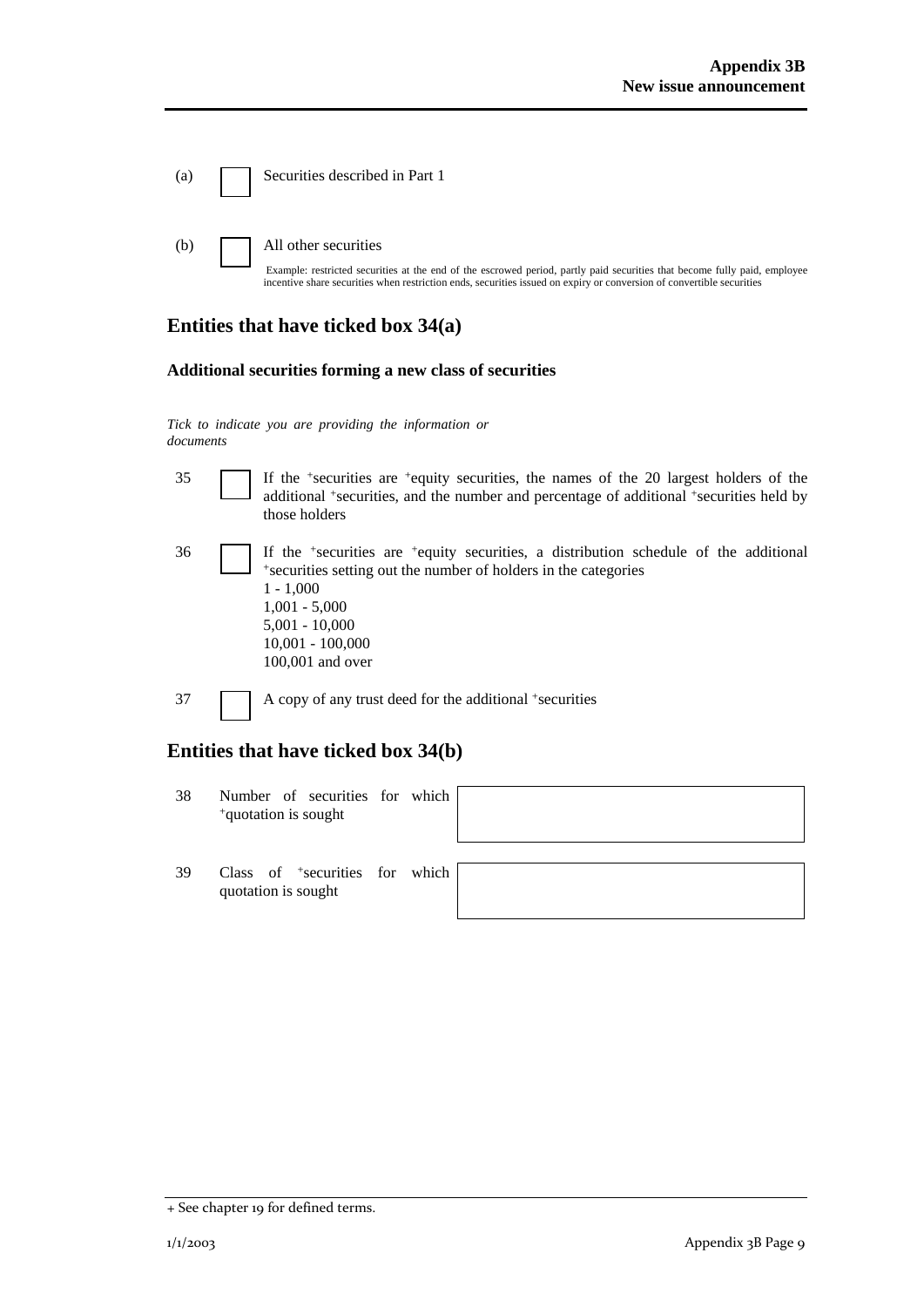(a) ☐ Securities described in Part 1

(b) ☐ All other securities

Example: restricted securities at the end of the escrowed period, partly paid securities that become fully paid, employee incentive share securities when restriction ends, securities issued on expiry or conversion of convertible securities

## Entities that have ticked box 34(a)

### Additional securities forming a new class of securities

*Tick to indicate you are providing the information or documents*

35 ☐ If the +securities are +equity securities, the names of the 20 largest holders of the additional +securities, and the number and percentage of additional +securities held by those holders

36 ☐ If the +securities are +equity securities, a distribution schedule of the additional +securities setting out the number of holders in the categories
1 - 1,000
1,001 - 5,000
5,001 - 10,000
10,001 - 100,000
100,001 and over

37 ☐ A copy of any trust deed for the additional +securities

## Entities that have ticked box 34(b)

| | | |
|---|---|---|
| 38 | Number of securities for which +quotation is sought | |
| 39 | Class of +securities for which quotation is sought | |

+ See chapter 19 for defined terms.

1/1/2003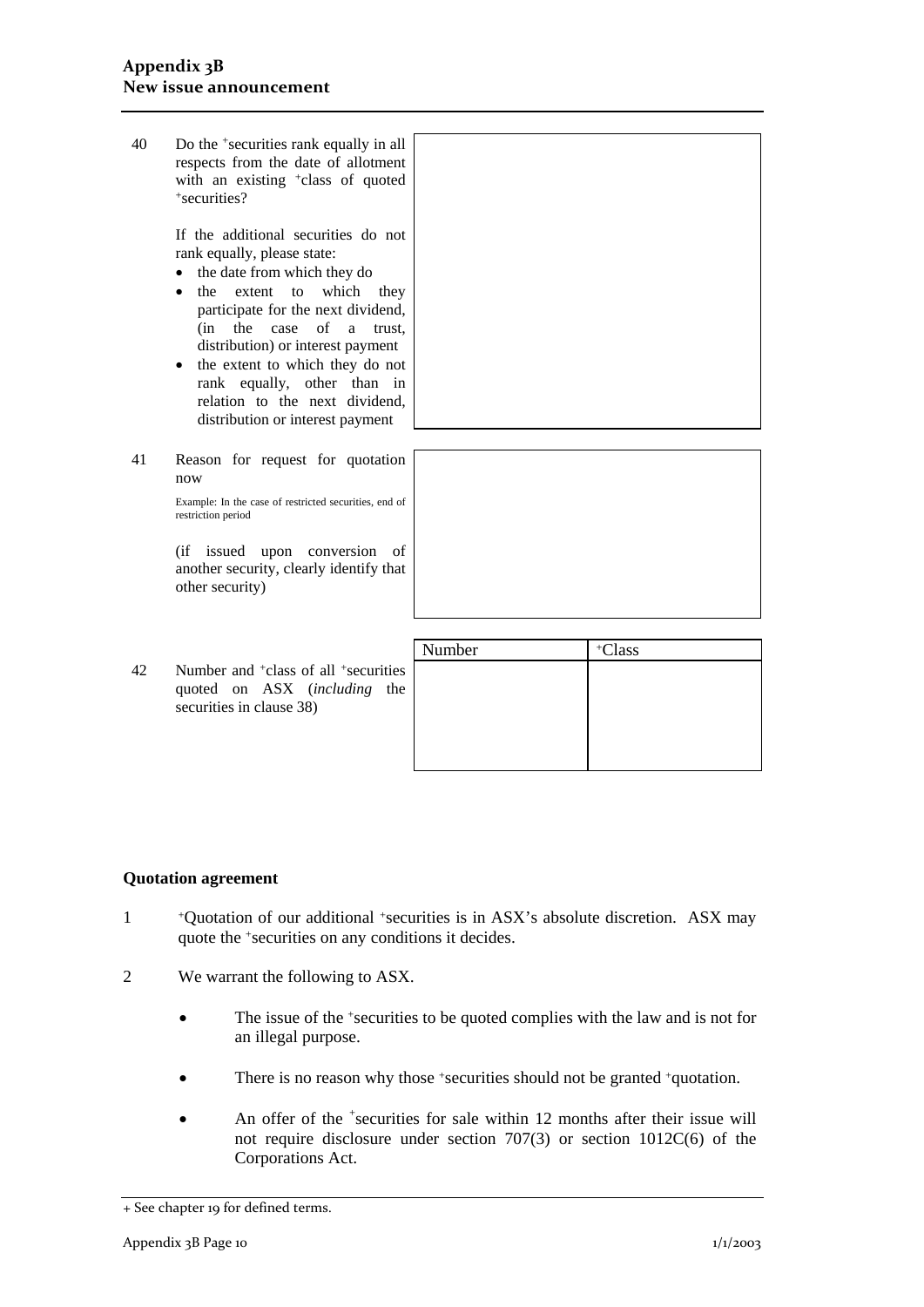40 Do the +securities rank equally in all respects from the date of allotment with an existing +class of quoted +securities?

If the additional securities do not rank equally, please state:

- the date from which they do
- the extent to which they participate for the next dividend, (in the case of a trust, distribution) or interest payment
- the extent to which they do not rank equally, other than in relation to the next dividend, distribution or interest payment

41 Reason for request for quotation now

Example: In the case of restricted securities, end of restriction period

(if issued upon conversion of another security, clearly identify that other security)

42 Number and +class of all +securities quoted on ASX (*including* the securities in clause 38)

| Number | +Class |
|---|---|
| | |

## Quotation agreement

1 +Quotation of our additional +securities is in ASX's absolute discretion. ASX may quote the +securities on any conditions it decides.

2 We warrant the following to ASX.

- The issue of the +securities to be quoted complies with the law and is not for an illegal purpose.
- There is no reason why those +securities should not be granted +quotation.
- An offer of the +securities for sale within 12 months after their issue will not require disclosure under section 707(3) or section 1012C(6) of the Corporations Act.

+ See chapter 19 for defined terms.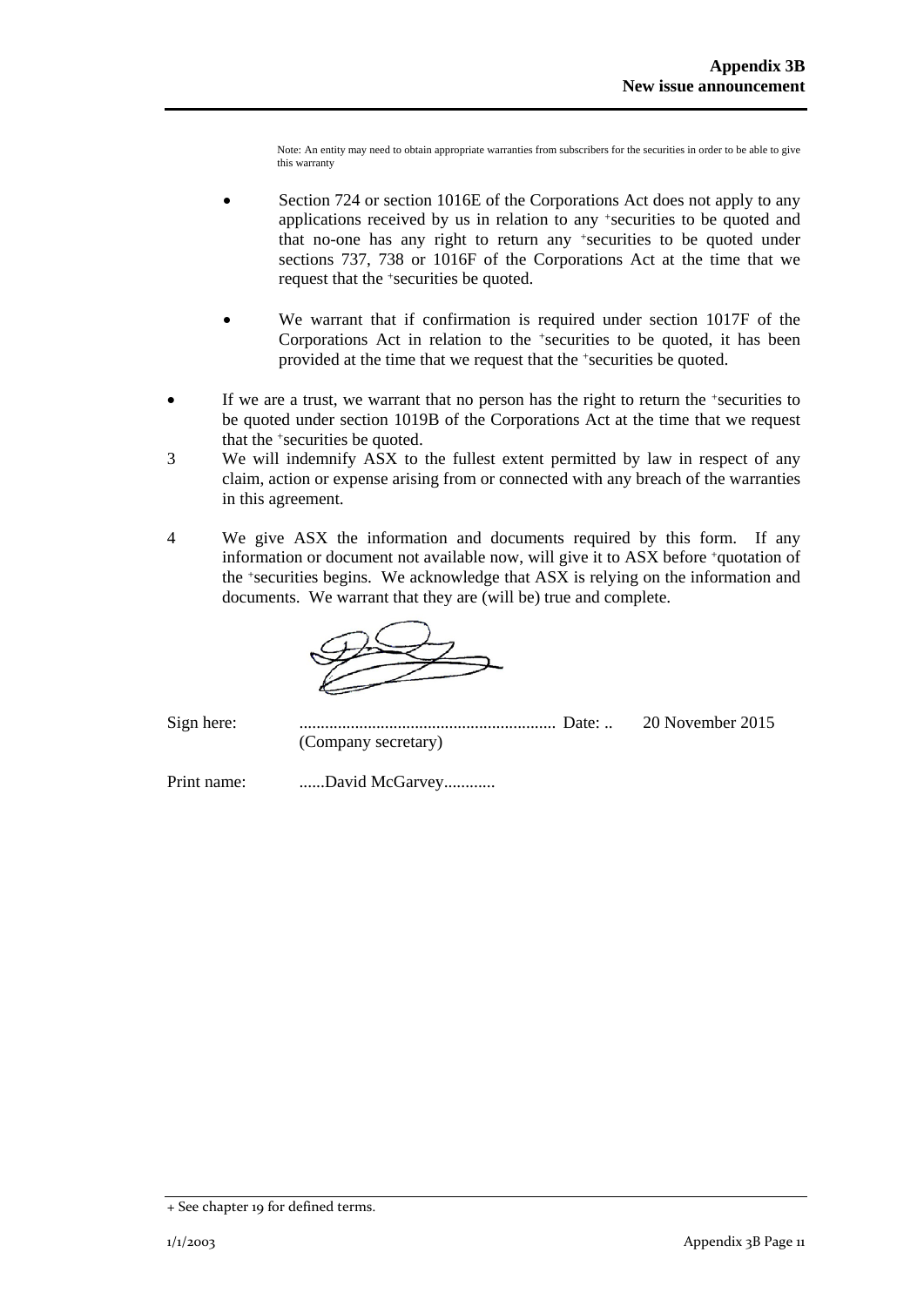Note: An entity may need to obtain appropriate warranties from subscribers for the securities in order to be able to give this warranty

- Section 724 or section 1016E of the Corporations Act does not apply to any applications received by us in relation to any +securities to be quoted and that no-one has any right to return any +securities to be quoted under sections 737, 738 or 1016F of the Corporations Act at the time that we request that the +securities be quoted.

- We warrant that if confirmation is required under section 1017F of the Corporations Act in relation to the +securities to be quoted, it has been provided at the time that we request that the +securities be quoted.

- If we are a trust, we warrant that no person has the right to return the +securities to be quoted under section 1019B of the Corporations Act at the time that we request that the +securities be quoted.

3 We will indemnify ASX to the fullest extent permitted by law in respect of any claim, action or expense arising from or connected with any breach of the warranties in this agreement.

4 We give ASX the information and documents required by this form. If any information or document not available now, will give it to ASX before +quotation of the +securities begins. We acknowledge that ASX is relying on the information and documents. We warrant that they are (will be) true and complete.

Sign here: ............................................................ Date: .. 20 November 2015
(Company secretary)

Print name: ......David McGarvey............

+ See chapter 19 for defined terms.